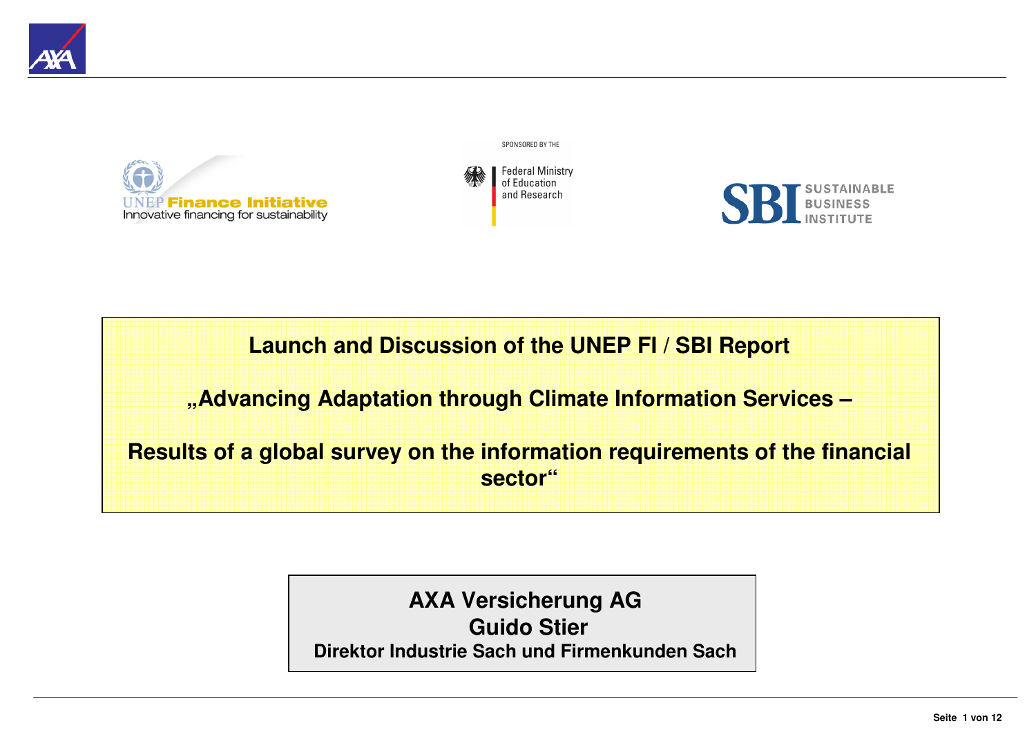UNEP Finance Initiative
Innovative financing for sustainability

SPONSORED BY THE
Federal Ministry of Education and Research

SBI SUSTAINABLE BUSINESS INSTITUTE

# Launch and Discussion of the UNEP FI / SBI Report

## „Advancing Adaptation through Climate Information Services –

## Results of a global survey on the information requirements of the financial sector“

**AXA Versicherung AG**
**Guido Stier**
**Direktor Industrie Sach und Firmenkunden Sach**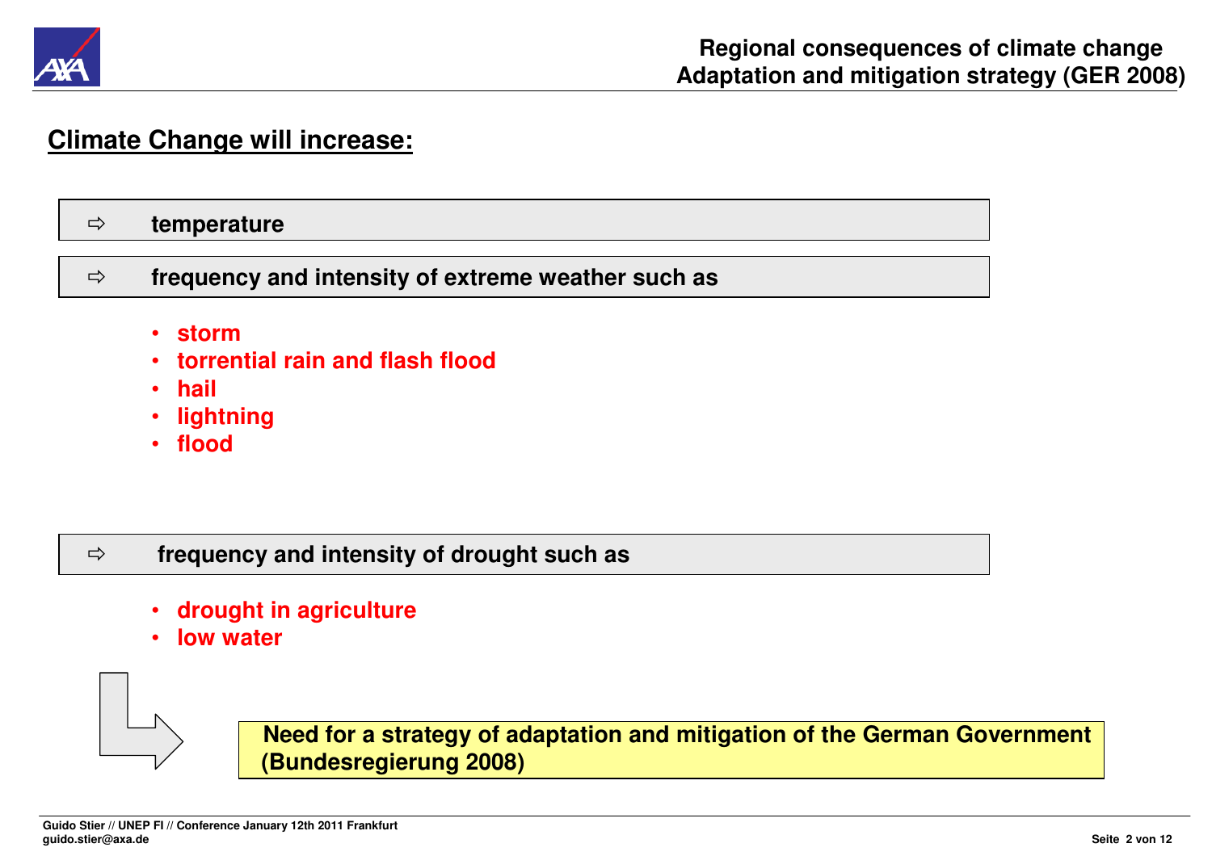## Climate Change will increase:

⇨ **temperature**

⇨ **frequency and intensity of extreme weather such as**

- **storm**
- **torrential rain and flash flood**
- **hail**
- **lightning**
- **flood**

⇨ **frequency and intensity of drought such as**

- **drought in agriculture**
- **low water**

**Need for a strategy of adaptation and mitigation of the German Government (Bundesregierung 2008)**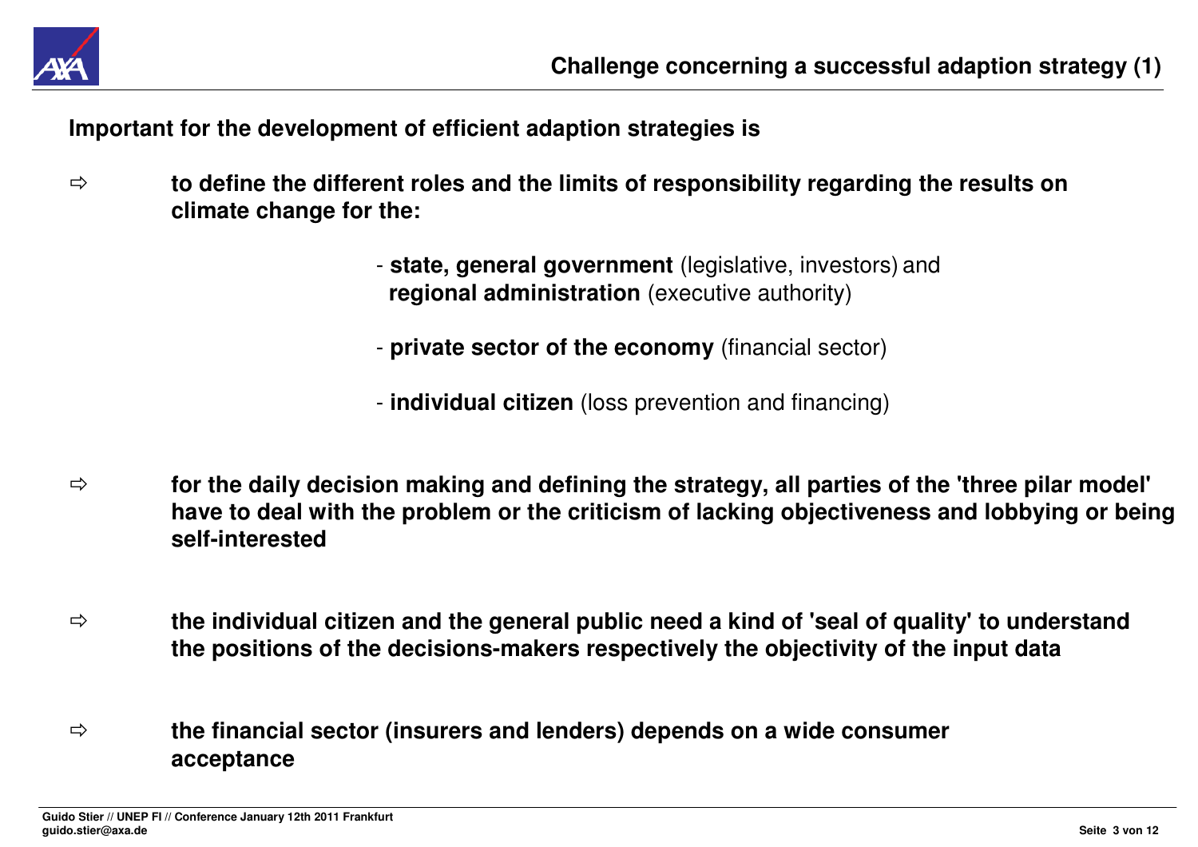# Challenge concerning a successful adaption strategy (1)

**Important for the development of efficient adaption strategies is**

⇨ **to define the different roles and the limits of responsibility regarding the results on climate change for the:**

- **state, general government** (legislative, investors) and **regional administration** (executive authority)
- **private sector of the economy** (financial sector)
- **individual citizen** (loss prevention and financing)

⇨ **for the daily decision making and defining the strategy, all parties of the 'three pilar model' have to deal with the problem or the criticism of lacking objectiveness and lobbying or being self-interested**

⇨ **the individual citizen and the general public need a kind of 'seal of quality' to understand the positions of the decisions-makers respectively the objectivity of the input data**

⇨ **the financial sector (insurers and lenders) depends on a wide consumer acceptance**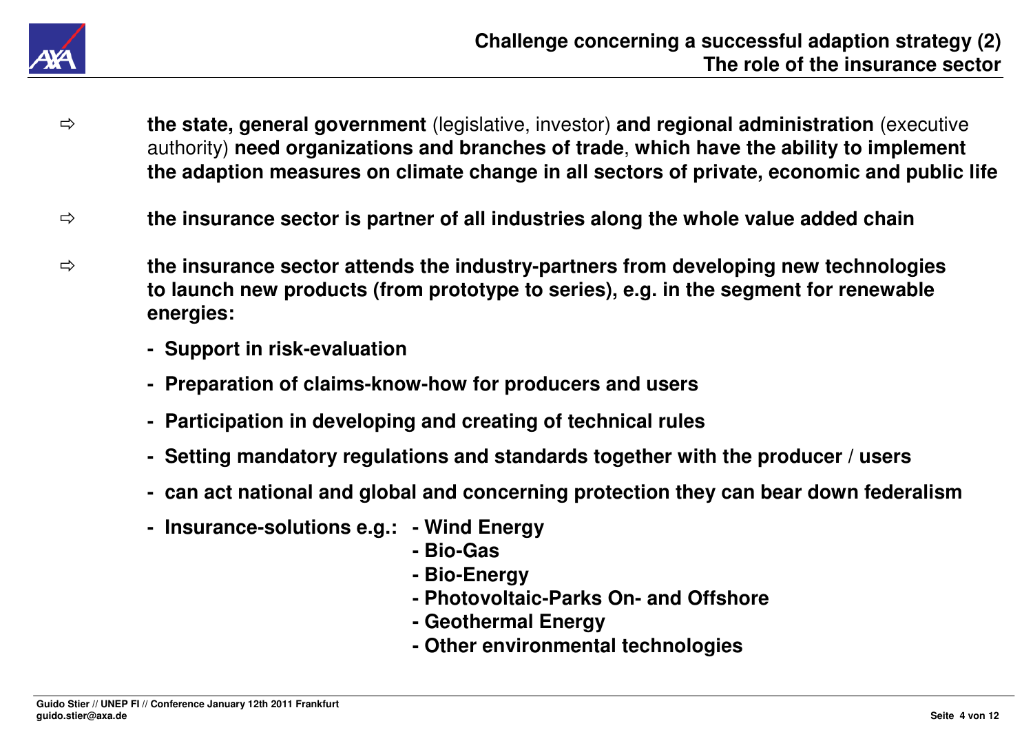## Challenge concerning a successful adaption strategy (2)
## The role of the insurance sector

⇨ **the state, general government** (legislative, investor) **and regional administration** (executive authority) **need organizations and branches of trade**, **which have the ability to implement the adaption measures on climate change in all sectors of private, economic and public life**

⇨ **the insurance sector is partner of all industries along the whole value added chain**

⇨ **the insurance sector attends the industry-partners from developing new technologies to launch new products (from prototype to series), e.g. in the segment for renewable energies:**

- **Support in risk-evaluation**
- **Preparation of claims-know-how for producers and users**
- **Participation in developing and creating of technical rules**
- **Setting mandatory regulations and standards together with the producer / users**
- **can act national and global and concerning protection they can bear down federalism**
- **Insurance-solutions e.g.:**
  - **Wind Energy**
  - **Bio-Gas**
  - **Bio-Energy**
  - **Photovoltaic-Parks On- and Offshore**
  - **Geothermal Energy**
  - **Other environmental technologies**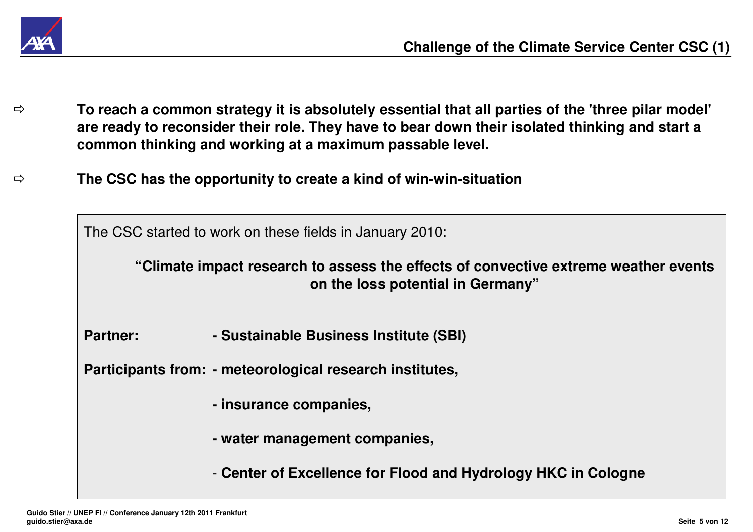# Challenge of the Climate Service Center CSC (1)

- ⇨ **To reach a common strategy it is absolutely essential that all parties of the 'three pilar model' are ready to reconsider their role. They have to bear down their isolated thinking and start a common thinking and working at a maximum passable level.**

- ⇨ **The CSC has the opportunity to create a kind of win-win-situation**

The CSC started to work on these fields in January 2010:

**"Climate impact research to assess the effects of convective extreme weather events on the loss potential in Germany"**

**Partner:** **- Sustainable Business Institute (SBI)**

**Participants from:** **- meteorological research institutes,**

**- insurance companies,**

**- water management companies,**

- **Center of Excellence for Flood and Hydrology HKC in Cologne**

Guido Stier // UNEP FI // Conference January 12th 2011 Frankfurt
guido.stier@axa.de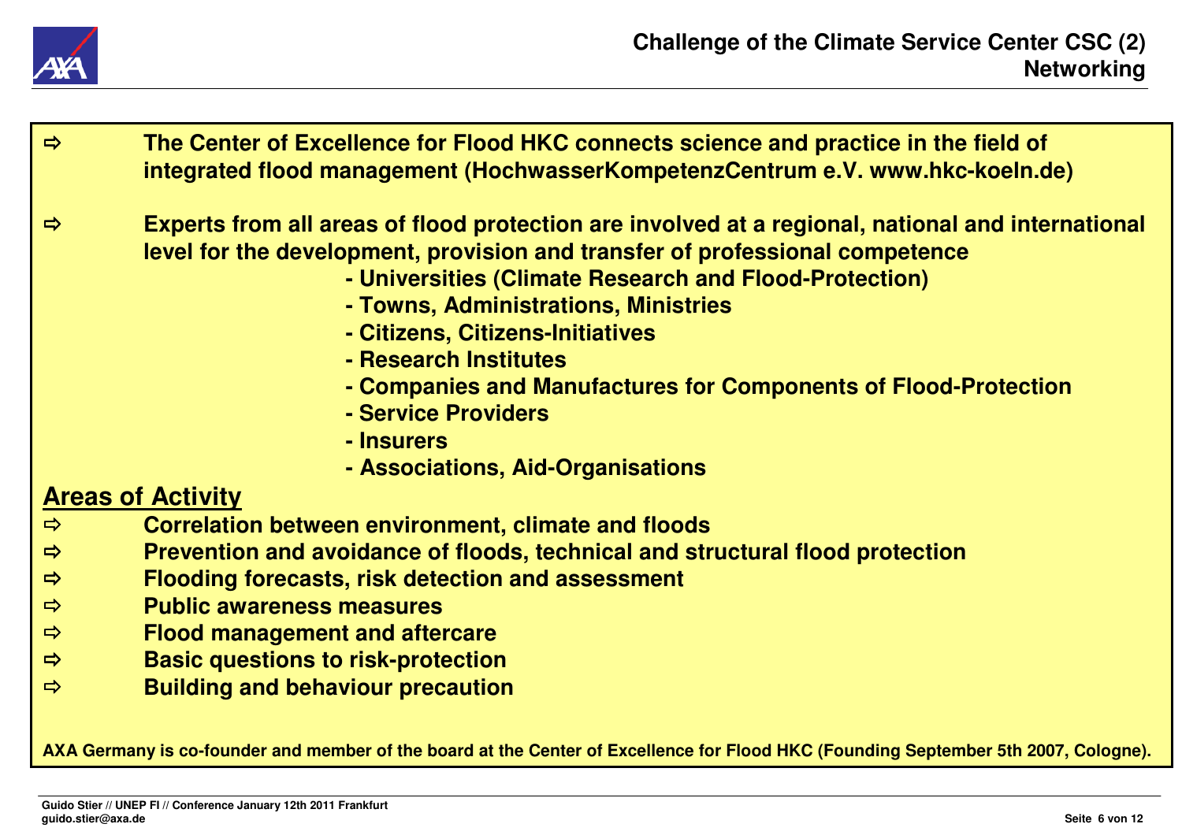# Challenge of the Climate Service Center CSC (2)
## Networking

⇨ **The Center of Excellence for Flood HKC connects science and practice in the field of integrated flood management (HochwasserKompetenzCentrum e.V. www.hkc-koeln.de)**

⇨ **Experts from all areas of flood protection are involved at a regional, national and international level for the development, provision and transfer of professional competence**

- **Universities (Climate Research and Flood-Protection)**
- **Towns, Administrations, Ministries**
- **Citizens, Citizens-Initiatives**
- **Research Institutes**
- **Companies and Manufactures for Components of Flood-Protection**
- **Service Providers**
- **Insurers**
- **Associations, Aid-Organisations**

**<u>Areas of Activity</u>**

⇨ **Correlation between environment, climate and floods**
⇨ **Prevention and avoidance of floods, technical and structural flood protection**
⇨ **Flooding forecasts, risk detection and assessment**
⇨ **Public awareness measures**
⇨ **Flood management and aftercare**
⇨ **Basic questions to risk-protection**
⇨ **Building and behaviour precaution**

**AXA Germany is co-founder and member of the board at the Center of Excellence for Flood HKC (Founding September 5th 2007, Cologne).**

Guido Stier // UNEP FI // Conference January 12th 2011 Frankfurt
guido.stier@axa.de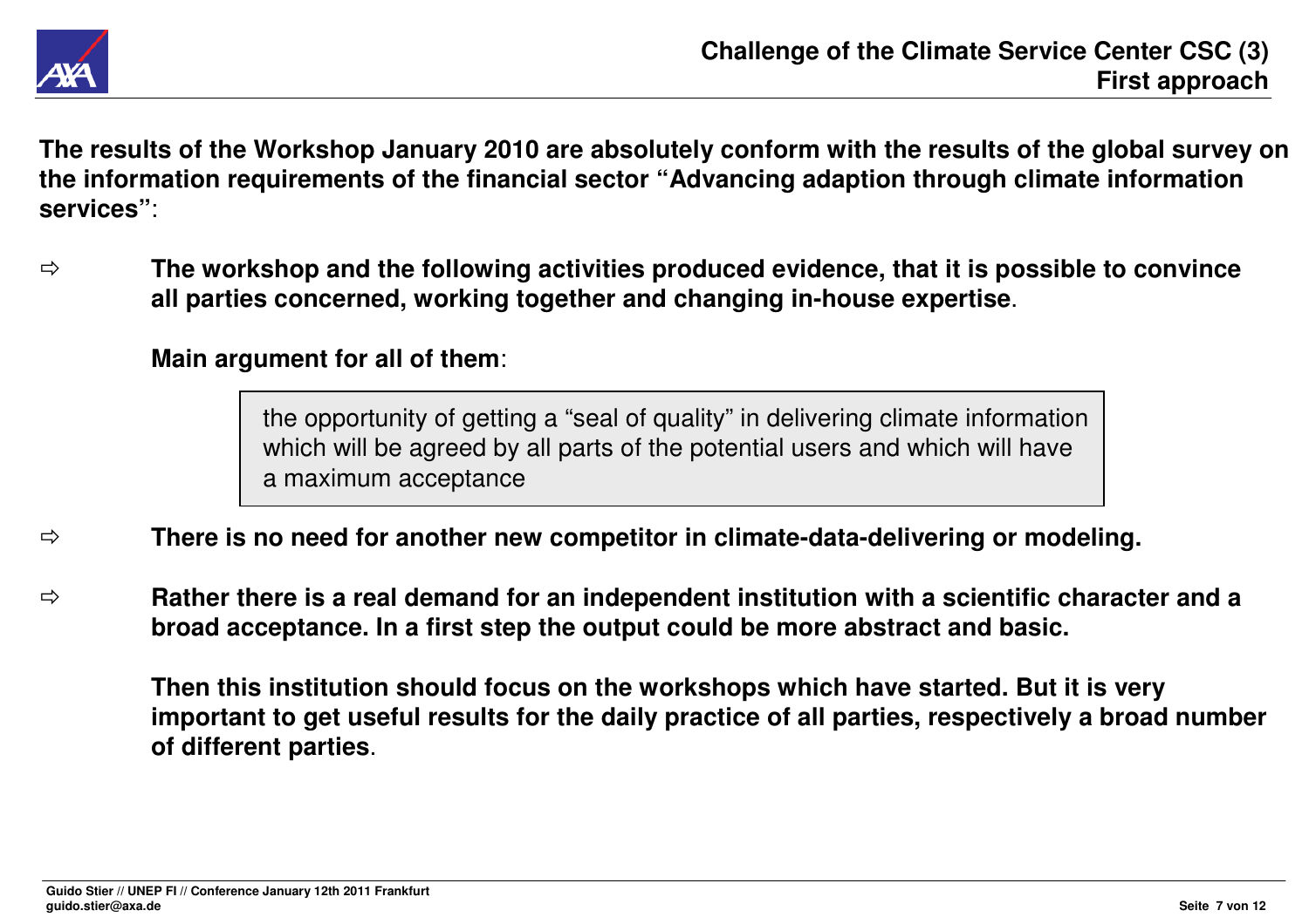# Challenge of the Climate Service Center CSC (3)
## First approach

**The results of the Workshop January 2010 are absolutely conform with the results of the global survey on the information requirements of the financial sector "Advancing adaption through climate information services"**:

⇨ **The workshop and the following activities produced evidence, that it is possible to convince all parties concerned, working together and changing in-house expertise**.

**Main argument for all of them**:

> the opportunity of getting a "seal of quality" in delivering climate information which will be agreed by all parts of the potential users and which will have a maximum acceptance

⇨ **There is no need for another new competitor in climate-data-delivering or modeling.**

⇨ **Rather there is a real demand for an independent institution with a scientific character and a broad acceptance. In a first step the output could be more abstract and basic.**

**Then this institution should focus on the workshops which have started. But it is very important to get useful results for the daily practice of all parties, respectively a broad number of different parties**.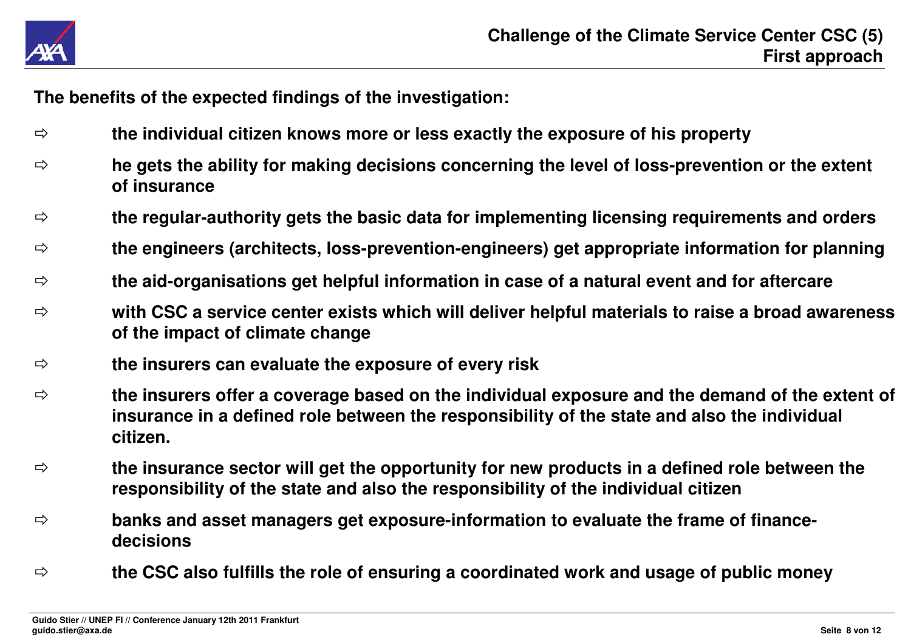## Challenge of the Climate Service Center CSC (5)
## First approach

**The benefits of the expected findings of the investigation:**

- ⇨ **the individual citizen knows more or less exactly the exposure of his property**
- ⇨ **he gets the ability for making decisions concerning the level of loss-prevention or the extent of insurance**
- ⇨ **the regular-authority gets the basic data for implementing licensing requirements and orders**
- ⇨ **the engineers (architects, loss-prevention-engineers) get appropriate information for planning**
- ⇨ **the aid-organisations get helpful information in case of a natural event and for aftercare**
- ⇨ **with CSC a service center exists which will deliver helpful materials to raise a broad awareness of the impact of climate change**
- ⇨ **the insurers can evaluate the exposure of every risk**
- ⇨ **the insurers offer a coverage based on the individual exposure and the demand of the extent of insurance in a defined role between the responsibility of the state and also the individual citizen.**
- ⇨ **the insurance sector will get the opportunity for new products in a defined role between the responsibility of the state and also the responsibility of the individual citizen**
- ⇨ **banks and asset managers get exposure-information to evaluate the frame of finance-decisions**
- ⇨ **the CSC also fulfills the role of ensuring a coordinated work and usage of public money**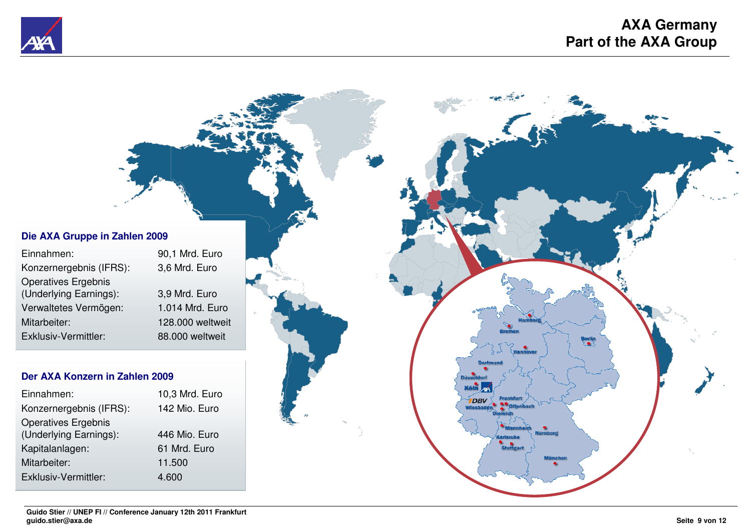# AXA Germany
## Part of the AXA Group

### Die AXA Gruppe in Zahlen 2009

| | |
|---|---|
| Einnahmen: | 90,1 Mrd. Euro |
| Konzernergebnis (IFRS): | 3,6 Mrd. Euro |
| Operatives Ergebnis (Underlying Earnings): | 3,9 Mrd. Euro |
| Verwaltetes Vermögen: | 1.014 Mrd. Euro |
| Mitarbeiter: | 128.000 weltweit |
| Exklusiv-Vermittler: | 88.000 weltweit |

### Der AXA Konzern in Zahlen 2009

| | |
|---|---|
| Einnahmen: | 10,3 Mrd. Euro |
| Konzernergebnis (IFRS): | 142 Mio. Euro |
| Operatives Ergebnis (Underlying Earnings): | 446 Mio. Euro |
| Kapitalanlagen: | 61 Mrd. Euro |
| Mitarbeiter: | 11.500 |
| Exklusiv-Vermittler: | 4.600 |

Hamburg, Bremen, Berlin, Hannover, Dortmund, Düsseldorf, Köln, DBV, Frankfurt, Wiesbaden, Offenbach, Dreieich, Mannheim, Nürnberg, Karlsruhe, Stuttgart, München

Guido Stier // UNEP FI // Conference January 12th 2011 Frankfurt
guido.stier@axa.de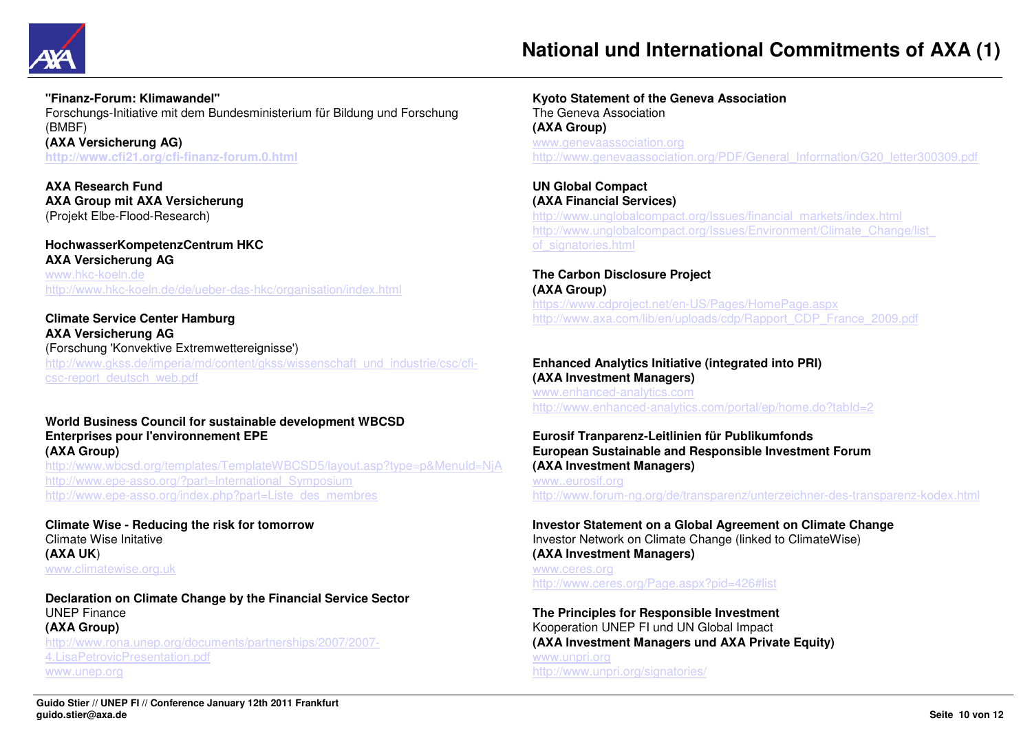# National und International Commitments of AXA (1)

**"Finanz-Forum: Klimawandel"**
Forschungs-Initiative mit dem Bundesministerium für Bildung und Forschung (BMBF)
**(AXA Versicherung AG)**
**http://www.cfi21.org/cfi-finanz-forum.0.html**

**AXA Research Fund**
**AXA Group mit AXA Versicherung**
(Projekt Elbe-Flood-Research)

**HochwasserKompetenzCentrum HKC**
**AXA Versicherung AG**
www.hkc-koeln.de
http://www.hkc-koeln.de/de/ueber-das-hkc/organisation/index.html

**Climate Service Center Hamburg**
**AXA Versicherung AG**
(Forschung 'Konvektive Extremwetterereignisse')
http://www.gkss.de/imperia/md/content/gkss/wissenschaft_und_industrie/csc/cfi-csc-report_deutsch_web.pdf

**World Business Council for sustainable development WBCSD**
**Enterprises pour l'environnement EPE**
**(AXA Group)**
http://www.wbcsd.org/templates/TemplateWBCSD5/layout.asp?type=p&MenuId=NjA
http://www.epe-asso.org/?part=International_Symposium
http://www.epe-asso.org/index.php?part=Liste_des_membres

**Climate Wise - Reducing the risk for tomorrow**
Climate Wise Initative
**(AXA UK)**
www.climatewise.org.uk

**Declaration on Climate Change by the Financial Service Sector**
UNEP Finance
**(AXA Group)**
http://www.rona.unep.org/documents/partnerships/2007/2007-4.LisaPetrovicPresentation.pdf
www.unep.org

**Kyoto Statement of the Geneva Association**
The Geneva Association
**(AXA Group)**
www.genevaassociation.org
http://www.genevaassociation.org/PDF/General_Information/G20_letter300309.pdf

**UN Global Compact**
**(AXA Financial Services)**
http://www.unglobalcompact.org/Issues/financial_markets/index.html
http://www.unglobalcompact.org/Issues/Environment/Climate_Change/list_of_signatories.html

**The Carbon Disclosure Project**
**(AXA Group)**
https://www.cdproject.net/en-US/Pages/HomePage.aspx
http://www.axa.com/lib/en/uploads/cdp/Rapport_CDP_France_2009.pdf

**Enhanced Analytics Initiative (integrated into PRI)**
**(AXA Investment Managers)**
www.enhanced-analytics.com
http://www.enhanced-analytics.com/portal/ep/home.do?tabId=2

**Eurosif Tranparenz-Leitlinien für Publikumfonds**
**European Sustainable and Responsible Investment Forum**
**(AXA Investment Managers)**
www..eurosif.org
http://www.forum-ng.org/de/transparenz/unterzeichner-des-transparenz-kodex.html

**Investor Statement on a Global Agreement on Climate Change**
Investor Network on Climate Change (linked to ClimateWise)
**(AXA Investment Managers)**
www.ceres.org
http://www.ceres.org/Page.aspx?pid=426#list

**The Principles for Responsible Investment**
Kooperation UNEP FI und UN Global Impact
**(AXA Investment Managers und AXA Private Equity)**
www.unpri.org
http://www.unpri.org/signatories/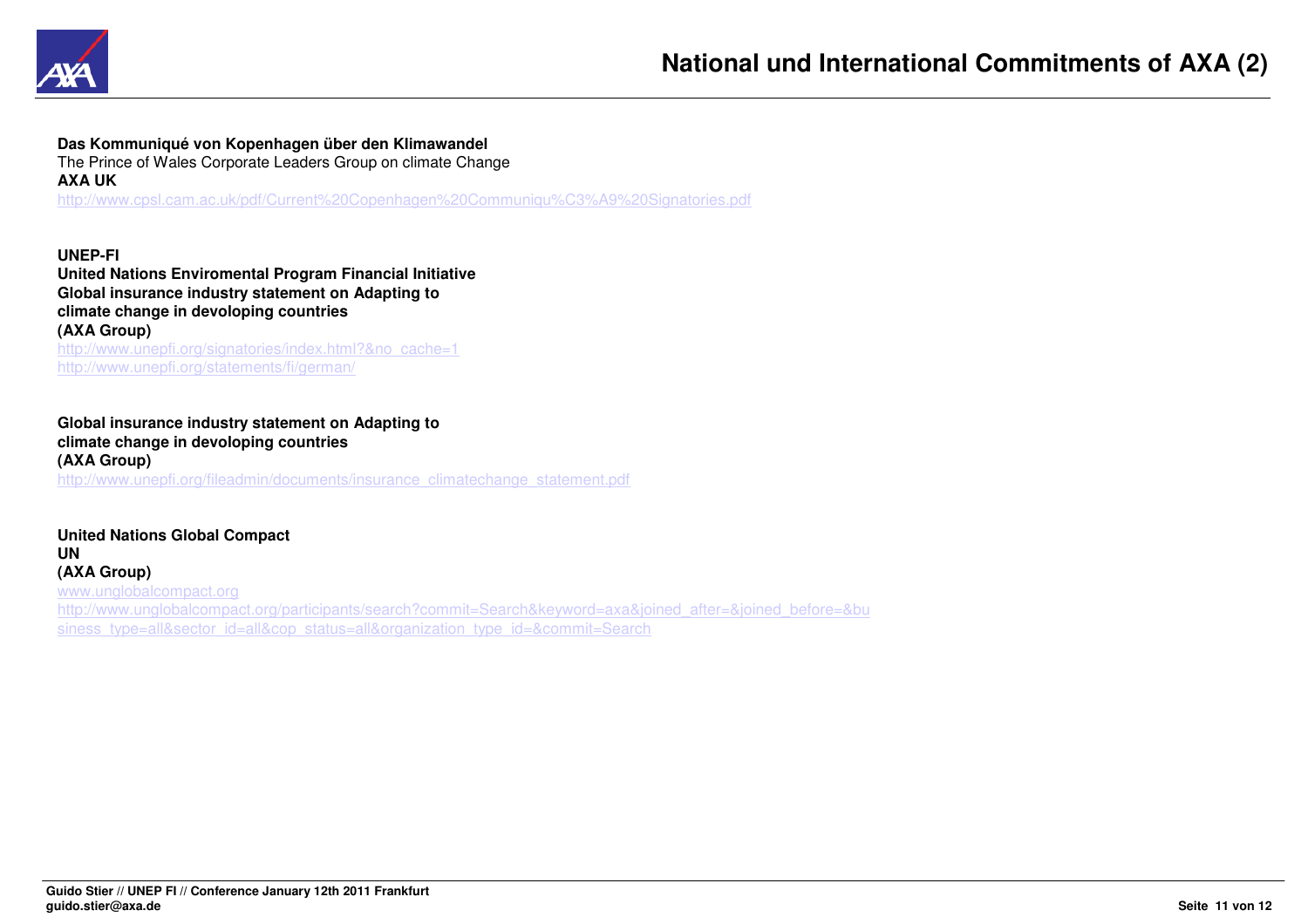# National und International Commitments of AXA (2)

**Das Kommuniqué von Kopenhagen über den Klimawandel**
The Prince of Wales Corporate Leaders Group on climate Change
**AXA UK**
http://www.cpsl.cam.ac.uk/pdf/Current%20Copenhagen%20Communiqu%C3%A9%20Signatories.pdf

**UNEP-FI**
**United Nations Enviromental Program Financial Initiative**
**Global insurance industry statement on Adapting to climate change in devoloping countries**
**(AXA Group)**
http://www.unepfi.org/signatories/index.html?&no_cache=1
http://www.unepfi.org/statements/fi/german/

**Global insurance industry statement on Adapting to climate change in devoloping countries**
**(AXA Group)**
http://www.unepfi.org/fileadmin/documents/insurance_climatechange_statement.pdf

**United Nations Global Compact**
**UN**
**(AXA Group)**
www.unglobalcompact.org
http://www.unglobalcompact.org/participants/search?commit=Search&keyword=axa&joined_after=&joined_before=&business_type=all&sector_id=all&cop_status=all&organization_type_id=&commit=Search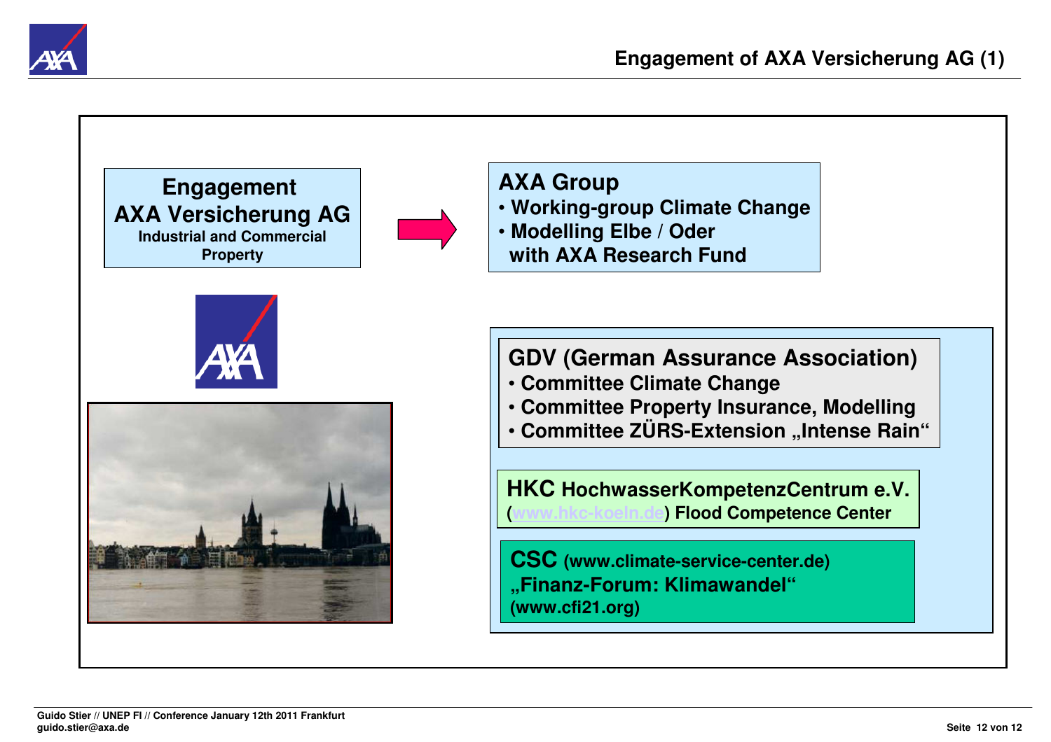# Engagement of AXA Versicherung AG (1)

**Engagement**
**AXA Versicherung AG**
**Industrial and Commercial Property**

**AXA Group**
- Working-group Climate Change
- Modelling Elbe / Oder with AXA Research Fund

**GDV (German Assurance Association)**
- Committee Climate Change
- Committee Property Insurance, Modelling
- Committee ZÜRS-Extension „Intense Rain“

**HKC HochwasserKompetenzCentrum e.V.**
(www.hkc-koeln.de) Flood Competence Center

**CSC (www.climate-service-center.de)**
**„Finanz-Forum: Klimawandel“**
**(www.cfi21.org)**

Guido Stier // UNEP FI // Conference January 12th 2011 Frankfurt
guido.stier@axa.de